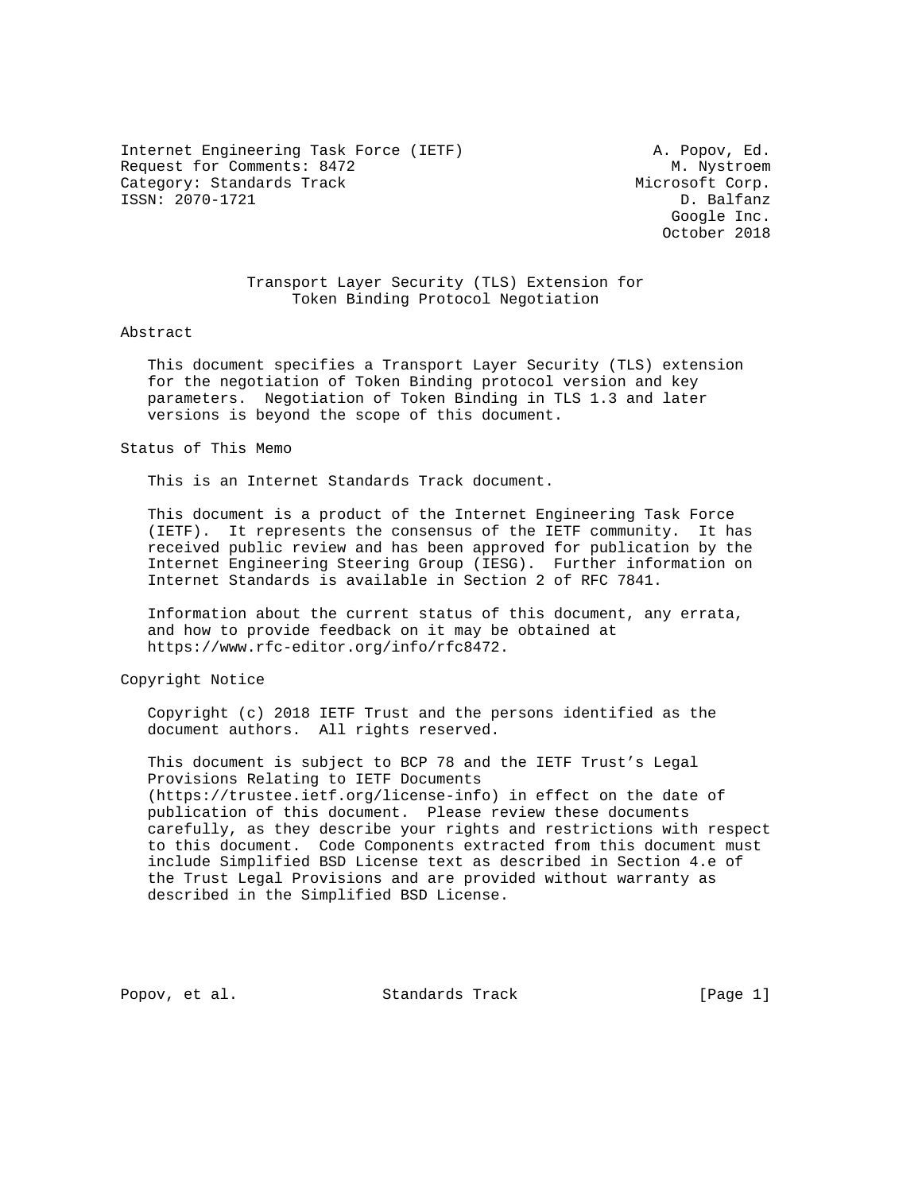Internet Engineering Task Force (IETF) A. Popov, Ed.
Request for Comments: 8472 M. Nystroem
Category: Standards Track Microsoft Corp.
ISSN: 2070-1721 D. Balfanz
Google Inc.
October 2018

# Transport Layer Security (TLS) Extension for Token Binding Protocol Negotiation

## Abstract

This document specifies a Transport Layer Security (TLS) extension for the negotiation of Token Binding protocol version and key parameters. Negotiation of Token Binding in TLS 1.3 and later versions is beyond the scope of this document.

## Status of This Memo

This is an Internet Standards Track document.

This document is a product of the Internet Engineering Task Force (IETF). It represents the consensus of the IETF community. It has received public review and has been approved for publication by the Internet Engineering Steering Group (IESG). Further information on Internet Standards is available in Section 2 of RFC 7841.

Information about the current status of this document, any errata, and how to provide feedback on it may be obtained at https://www.rfc-editor.org/info/rfc8472.

## Copyright Notice

Copyright (c) 2018 IETF Trust and the persons identified as the document authors. All rights reserved.

This document is subject to BCP 78 and the IETF Trust's Legal Provisions Relating to IETF Documents (https://trustee.ietf.org/license-info) in effect on the date of publication of this document. Please review these documents carefully, as they describe your rights and restrictions with respect to this document. Code Components extracted from this document must include Simplified BSD License text as described in Section 4.e of the Trust Legal Provisions and are provided without warranty as described in the Simplified BSD License.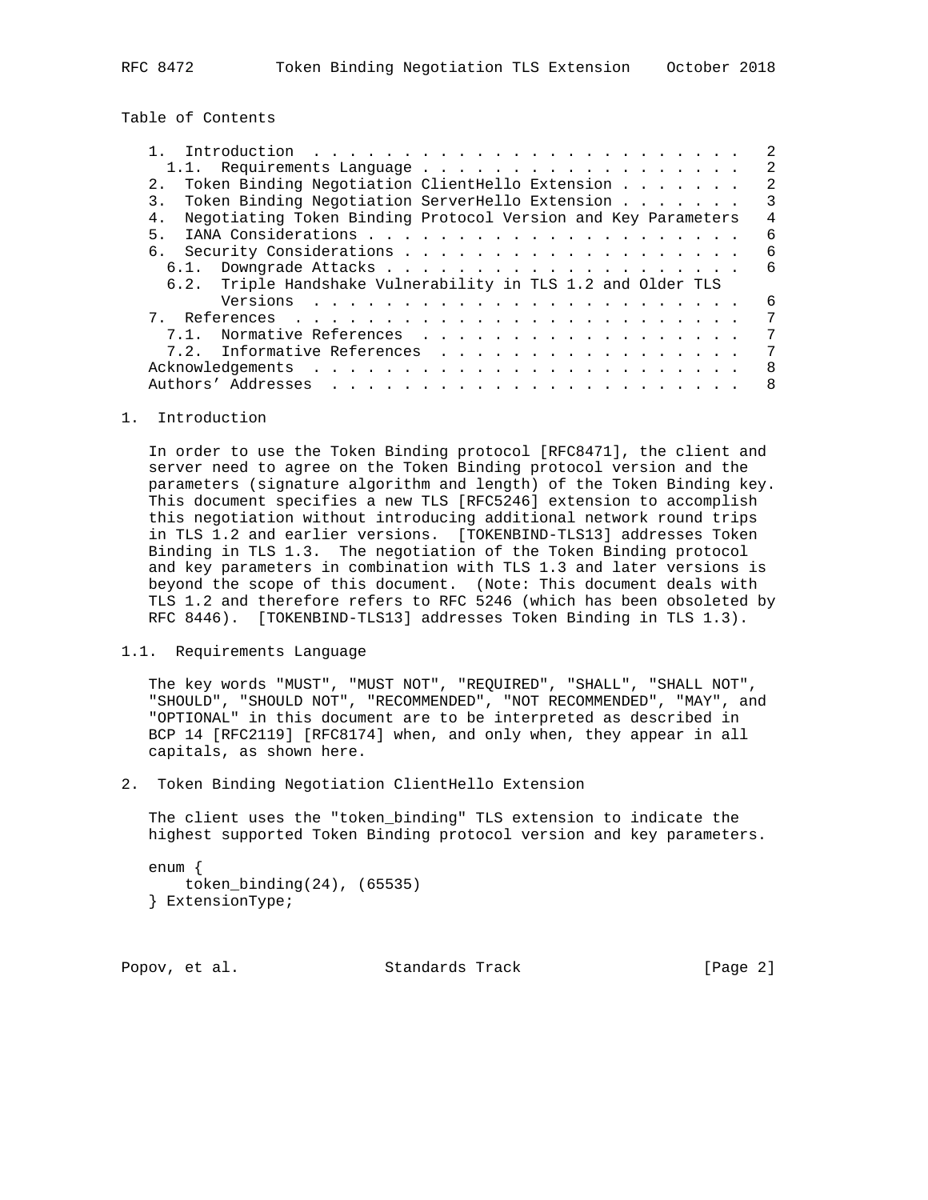Table of Contents

```
   1.  Introduction  . . . . . . . . . . . . . . . . . . . . . . . .   2
     1.1.  Requirements Language . . . . . . . . . . . . . . . . . .   2
   2.  Token Binding Negotiation ClientHello Extension . . . . . . .   2
   3.  Token Binding Negotiation ServerHello Extension . . . . . . .   3
   4.  Negotiating Token Binding Protocol Version and Key Parameters   4
   5.  IANA Considerations . . . . . . . . . . . . . . . . . . . . .   6
   6.  Security Considerations . . . . . . . . . . . . . . . . . . .   6
     6.1.  Downgrade Attacks . . . . . . . . . . . . . . . . . . . .   6
     6.2.  Triple Handshake Vulnerability in TLS 1.2 and Older TLS
           Versions  . . . . . . . . . . . . . . . . . . . . . . . .   6
   7.  References  . . . . . . . . . . . . . . . . . . . . . . . . .   7
     7.1.  Normative References  . . . . . . . . . . . . . . . . . .   7
     7.2.  Informative References  . . . . . . . . . . . . . . . . .   7
   Acknowledgements  . . . . . . . . . . . . . . . . . . . . . . . .   8
   Authors' Addresses  . . . . . . . . . . . . . . . . . . . . . . .   8
```

## 1. Introduction

In order to use the Token Binding protocol [RFC8471], the client and server need to agree on the Token Binding protocol version and the parameters (signature algorithm and length) of the Token Binding key. This document specifies a new TLS [RFC5246] extension to accomplish this negotiation without introducing additional network round trips in TLS 1.2 and earlier versions. [TOKENBIND-TLS13] addresses Token Binding in TLS 1.3. The negotiation of the Token Binding protocol and key parameters in combination with TLS 1.3 and later versions is beyond the scope of this document. (Note: This document deals with TLS 1.2 and therefore refers to RFC 5246 (which has been obsoleted by RFC 8446). [TOKENBIND-TLS13] addresses Token Binding in TLS 1.3).

### 1.1. Requirements Language

The key words "MUST", "MUST NOT", "REQUIRED", "SHALL", "SHALL NOT", "SHOULD", "SHOULD NOT", "RECOMMENDED", "NOT RECOMMENDED", "MAY", and "OPTIONAL" in this document are to be interpreted as described in BCP 14 [RFC2119] [RFC8174] when, and only when, they appear in all capitals, as shown here.

## 2. Token Binding Negotiation ClientHello Extension

The client uses the "token_binding" TLS extension to indicate the highest supported Token Binding protocol version and key parameters.

```
enum {
    token_binding(24), (65535)
} ExtensionType;
```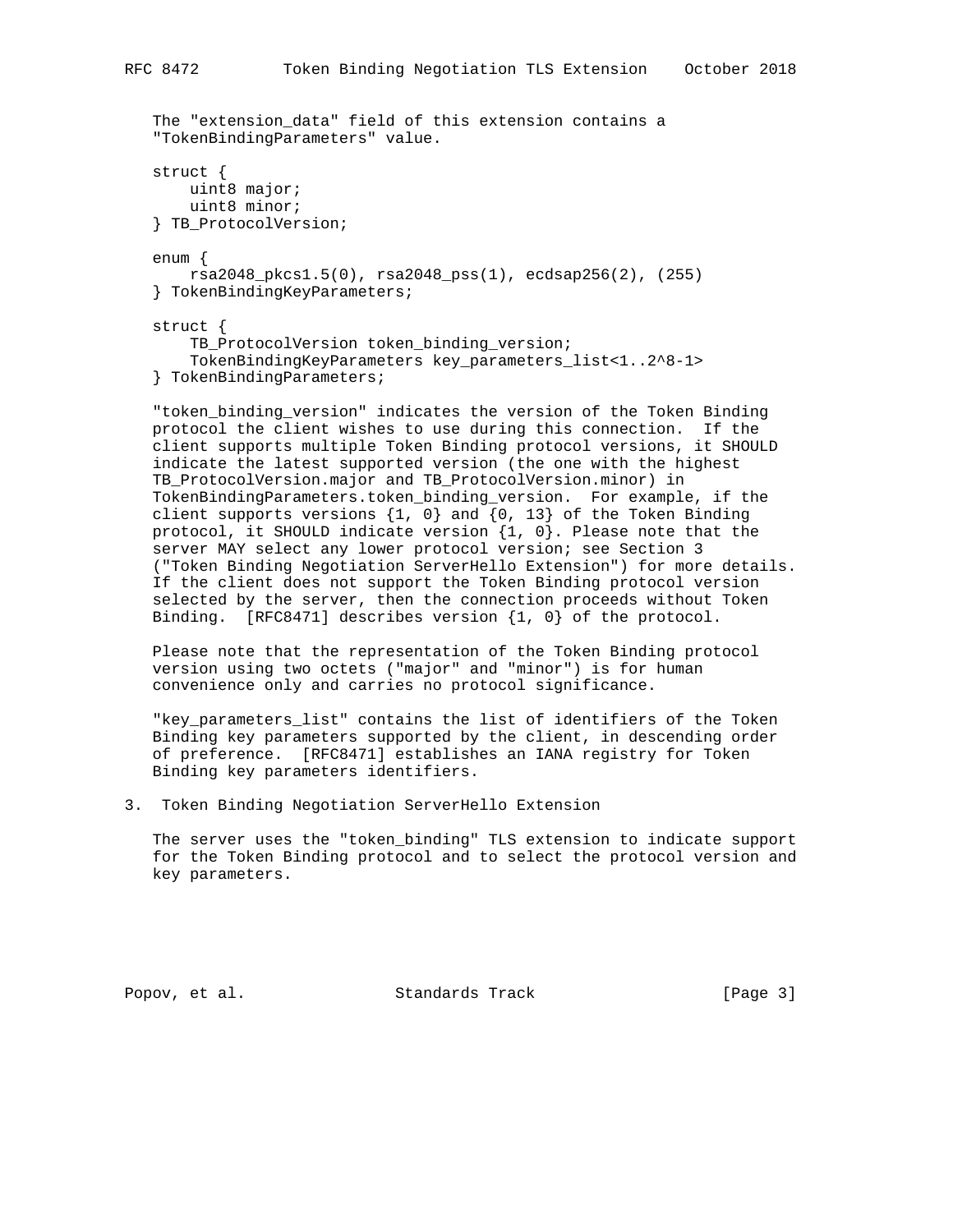The "extension_data" field of this extension contains a "TokenBindingParameters" value.

```
struct {
    uint8 major;
    uint8 minor;
} TB_ProtocolVersion;

enum {
    rsa2048_pkcs1.5(0), rsa2048_pss(1), ecdsap256(2), (255)
} TokenBindingKeyParameters;

struct {
    TB_ProtocolVersion token_binding_version;
    TokenBindingKeyParameters key_parameters_list<1..2^8-1>
} TokenBindingParameters;
```

"token_binding_version" indicates the version of the Token Binding protocol the client wishes to use during this connection. If the client supports multiple Token Binding protocol versions, it SHOULD indicate the latest supported version (the one with the highest TB_ProtocolVersion.major and TB_ProtocolVersion.minor) in TokenBindingParameters.token_binding_version. For example, if the client supports versions {1, 0} and {0, 13} of the Token Binding protocol, it SHOULD indicate version {1, 0}. Please note that the server MAY select any lower protocol version; see Section 3 ("Token Binding Negotiation ServerHello Extension") for more details. If the client does not support the Token Binding protocol version selected by the server, then the connection proceeds without Token Binding. [RFC8471] describes version {1, 0} of the protocol.

Please note that the representation of the Token Binding protocol version using two octets ("major" and "minor") is for human convenience only and carries no protocol significance.

"key_parameters_list" contains the list of identifiers of the Token Binding key parameters supported by the client, in descending order of preference. [RFC8471] establishes an IANA registry for Token Binding key parameters identifiers.

## 3. Token Binding Negotiation ServerHello Extension

The server uses the "token_binding" TLS extension to indicate support for the Token Binding protocol and to select the protocol version and key parameters.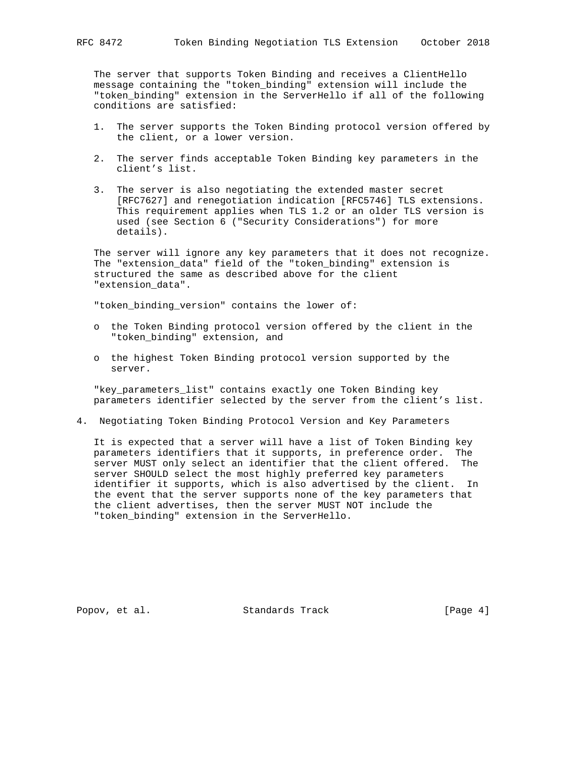The server that supports Token Binding and receives a ClientHello message containing the "token_binding" extension will include the "token_binding" extension in the ServerHello if all of the following conditions are satisfied:

1. The server supports the Token Binding protocol version offered by the client, or a lower version.

2. The server finds acceptable Token Binding key parameters in the client's list.

3. The server is also negotiating the extended master secret [RFC7627] and renegotiation indication [RFC5746] TLS extensions. This requirement applies when TLS 1.2 or an older TLS version is used (see Section 6 ("Security Considerations") for more details).

The server will ignore any key parameters that it does not recognize. The "extension_data" field of the "token_binding" extension is structured the same as described above for the client "extension_data".

"token_binding_version" contains the lower of:

- the Token Binding protocol version offered by the client in the "token_binding" extension, and

- the highest Token Binding protocol version supported by the server.

"key_parameters_list" contains exactly one Token Binding key parameters identifier selected by the server from the client's list.

## 4. Negotiating Token Binding Protocol Version and Key Parameters

It is expected that a server will have a list of Token Binding key parameters identifiers that it supports, in preference order. The server MUST only select an identifier that the client offered. The server SHOULD select the most highly preferred key parameters identifier it supports, which is also advertised by the client. In the event that the server supports none of the key parameters that the client advertises, then the server MUST NOT include the "token_binding" extension in the ServerHello.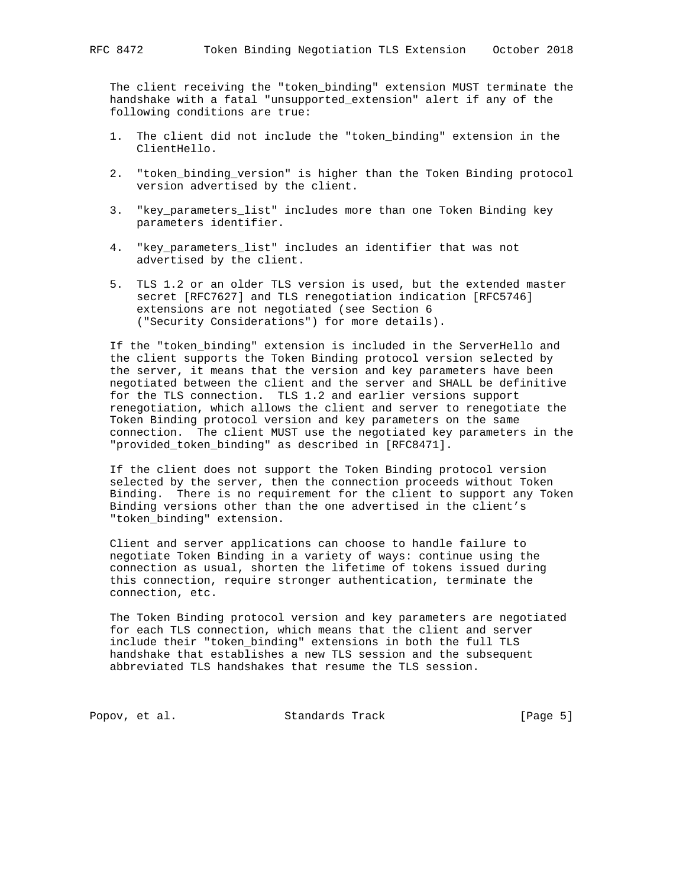The client receiving the "token_binding" extension MUST terminate the handshake with a fatal "unsupported_extension" alert if any of the following conditions are true:

1. The client did not include the "token_binding" extension in the ClientHello.

2. "token_binding_version" is higher than the Token Binding protocol version advertised by the client.

3. "key_parameters_list" includes more than one Token Binding key parameters identifier.

4. "key_parameters_list" includes an identifier that was not advertised by the client.

5. TLS 1.2 or an older TLS version is used, but the extended master secret [RFC7627] and TLS renegotiation indication [RFC5746] extensions are not negotiated (see Section 6 ("Security Considerations") for more details).

If the "token_binding" extension is included in the ServerHello and the client supports the Token Binding protocol version selected by the server, it means that the version and key parameters have been negotiated between the client and the server and SHALL be definitive for the TLS connection. TLS 1.2 and earlier versions support renegotiation, which allows the client and server to renegotiate the Token Binding protocol version and key parameters on the same connection. The client MUST use the negotiated key parameters in the "provided_token_binding" as described in [RFC8471].

If the client does not support the Token Binding protocol version selected by the server, then the connection proceeds without Token Binding. There is no requirement for the client to support any Token Binding versions other than the one advertised in the client's "token_binding" extension.

Client and server applications can choose to handle failure to negotiate Token Binding in a variety of ways: continue using the connection as usual, shorten the lifetime of tokens issued during this connection, require stronger authentication, terminate the connection, etc.

The Token Binding protocol version and key parameters are negotiated for each TLS connection, which means that the client and server include their "token_binding" extensions in both the full TLS handshake that establishes a new TLS session and the subsequent abbreviated TLS handshakes that resume the TLS session.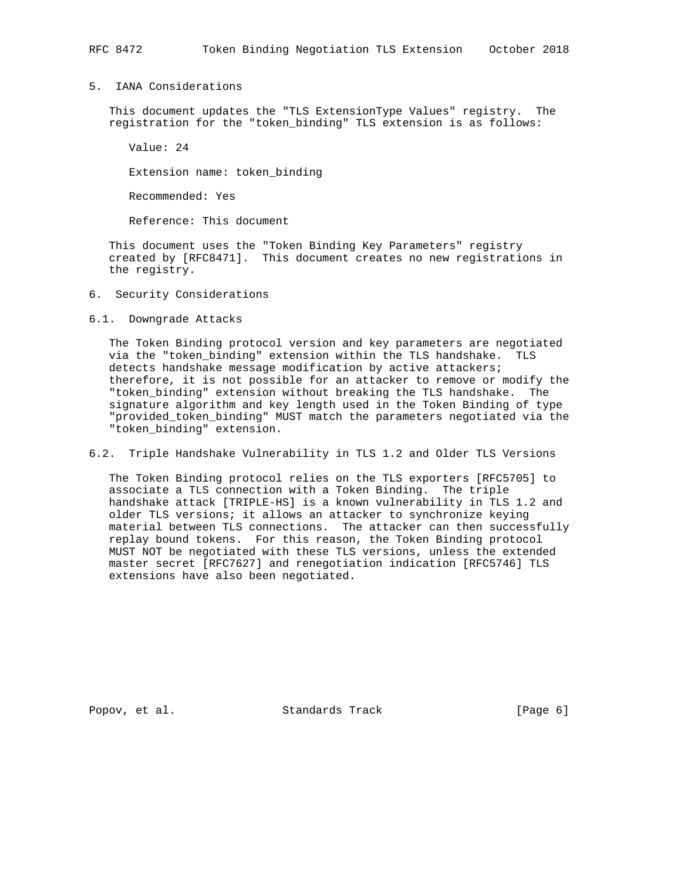## 5. IANA Considerations

This document updates the "TLS ExtensionType Values" registry. The registration for the "token_binding" TLS extension is as follows:

Value: 24

Extension name: token_binding

Recommended: Yes

Reference: This document

This document uses the "Token Binding Key Parameters" registry created by [RFC8471]. This document creates no new registrations in the registry.

## 6. Security Considerations

### 6.1. Downgrade Attacks

The Token Binding protocol version and key parameters are negotiated via the "token_binding" extension within the TLS handshake. TLS detects handshake message modification by active attackers; therefore, it is not possible for an attacker to remove or modify the "token_binding" extension without breaking the TLS handshake. The signature algorithm and key length used in the Token Binding of type "provided_token_binding" MUST match the parameters negotiated via the "token_binding" extension.

### 6.2. Triple Handshake Vulnerability in TLS 1.2 and Older TLS Versions

The Token Binding protocol relies on the TLS exporters [RFC5705] to associate a TLS connection with a Token Binding. The triple handshake attack [TRIPLE-HS] is a known vulnerability in TLS 1.2 and older TLS versions; it allows an attacker to synchronize keying material between TLS connections. The attacker can then successfully replay bound tokens. For this reason, the Token Binding protocol MUST NOT be negotiated with these TLS versions, unless the extended master secret [RFC7627] and renegotiation indication [RFC5746] TLS extensions have also been negotiated.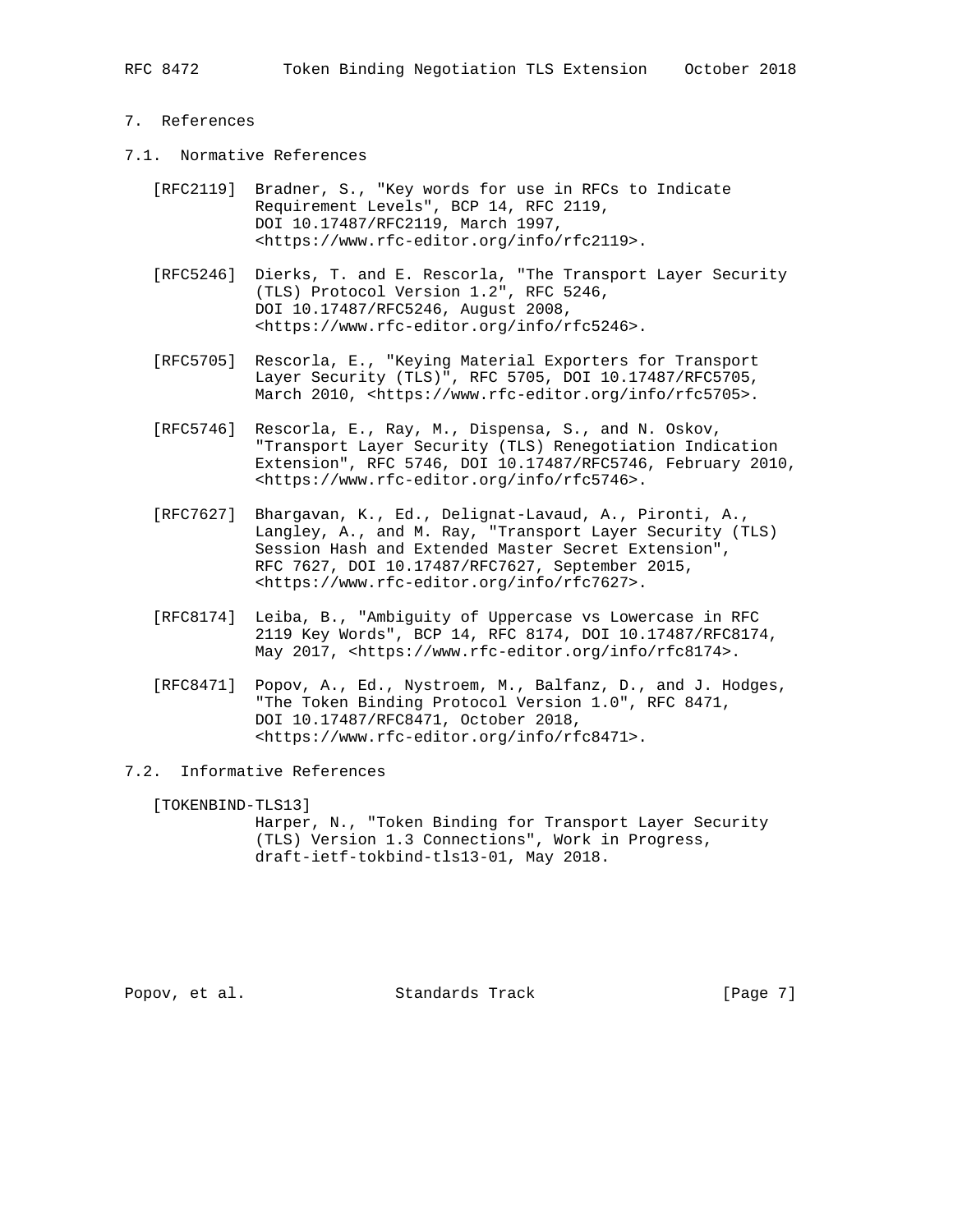## 7. References

### 7.1. Normative References

[RFC2119] Bradner, S., "Key words for use in RFCs to Indicate Requirement Levels", BCP 14, RFC 2119, DOI 10.17487/RFC2119, March 1997, <https://www.rfc-editor.org/info/rfc2119>.

[RFC5246] Dierks, T. and E. Rescorla, "The Transport Layer Security (TLS) Protocol Version 1.2", RFC 5246, DOI 10.17487/RFC5246, August 2008, <https://www.rfc-editor.org/info/rfc5246>.

[RFC5705] Rescorla, E., "Keying Material Exporters for Transport Layer Security (TLS)", RFC 5705, DOI 10.17487/RFC5705, March 2010, <https://www.rfc-editor.org/info/rfc5705>.

[RFC5746] Rescorla, E., Ray, M., Dispensa, S., and N. Oskov, "Transport Layer Security (TLS) Renegotiation Indication Extension", RFC 5746, DOI 10.17487/RFC5746, February 2010, <https://www.rfc-editor.org/info/rfc5746>.

[RFC7627] Bhargavan, K., Ed., Delignat-Lavaud, A., Pironti, A., Langley, A., and M. Ray, "Transport Layer Security (TLS) Session Hash and Extended Master Secret Extension", RFC 7627, DOI 10.17487/RFC7627, September 2015, <https://www.rfc-editor.org/info/rfc7627>.

[RFC8174] Leiba, B., "Ambiguity of Uppercase vs Lowercase in RFC 2119 Key Words", BCP 14, RFC 8174, DOI 10.17487/RFC8174, May 2017, <https://www.rfc-editor.org/info/rfc8174>.

[RFC8471] Popov, A., Ed., Nystroem, M., Balfanz, D., and J. Hodges, "The Token Binding Protocol Version 1.0", RFC 8471, DOI 10.17487/RFC8471, October 2018, <https://www.rfc-editor.org/info/rfc8471>.

### 7.2. Informative References

[TOKENBIND-TLS13] Harper, N., "Token Binding for Transport Layer Security (TLS) Version 1.3 Connections", Work in Progress, draft-ietf-tokbind-tls13-01, May 2018.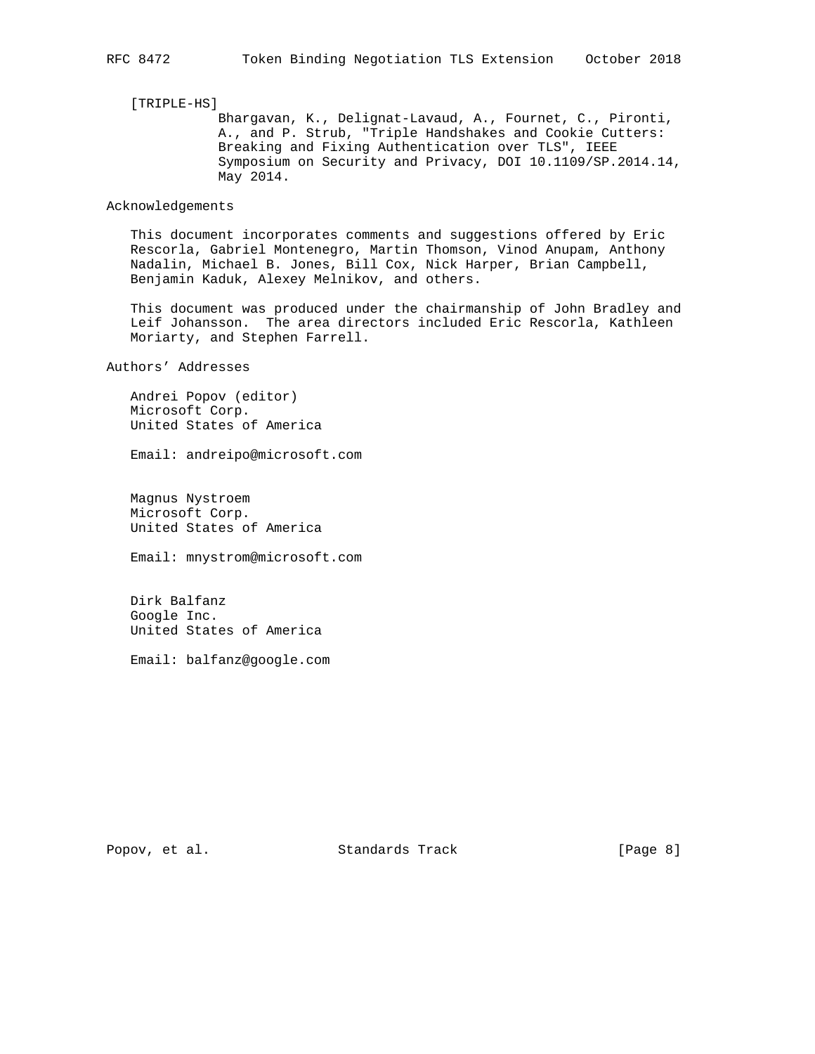[TRIPLE-HS]
Bhargavan, K., Delignat-Lavaud, A., Fournet, C., Pironti, A., and P. Strub, "Triple Handshakes and Cookie Cutters: Breaking and Fixing Authentication over TLS", IEEE Symposium on Security and Privacy, DOI 10.1109/SP.2014.14, May 2014.

## Acknowledgements

This document incorporates comments and suggestions offered by Eric Rescorla, Gabriel Montenegro, Martin Thomson, Vinod Anupam, Anthony Nadalin, Michael B. Jones, Bill Cox, Nick Harper, Brian Campbell, Benjamin Kaduk, Alexey Melnikov, and others.

This document was produced under the chairmanship of John Bradley and Leif Johansson. The area directors included Eric Rescorla, Kathleen Moriarty, and Stephen Farrell.

## Authors' Addresses

Andrei Popov (editor)
Microsoft Corp.
United States of America

Email: andreipo@microsoft.com

Magnus Nystroem
Microsoft Corp.
United States of America

Email: mnystrom@microsoft.com

Dirk Balfanz
Google Inc.
United States of America

Email: balfanz@google.com